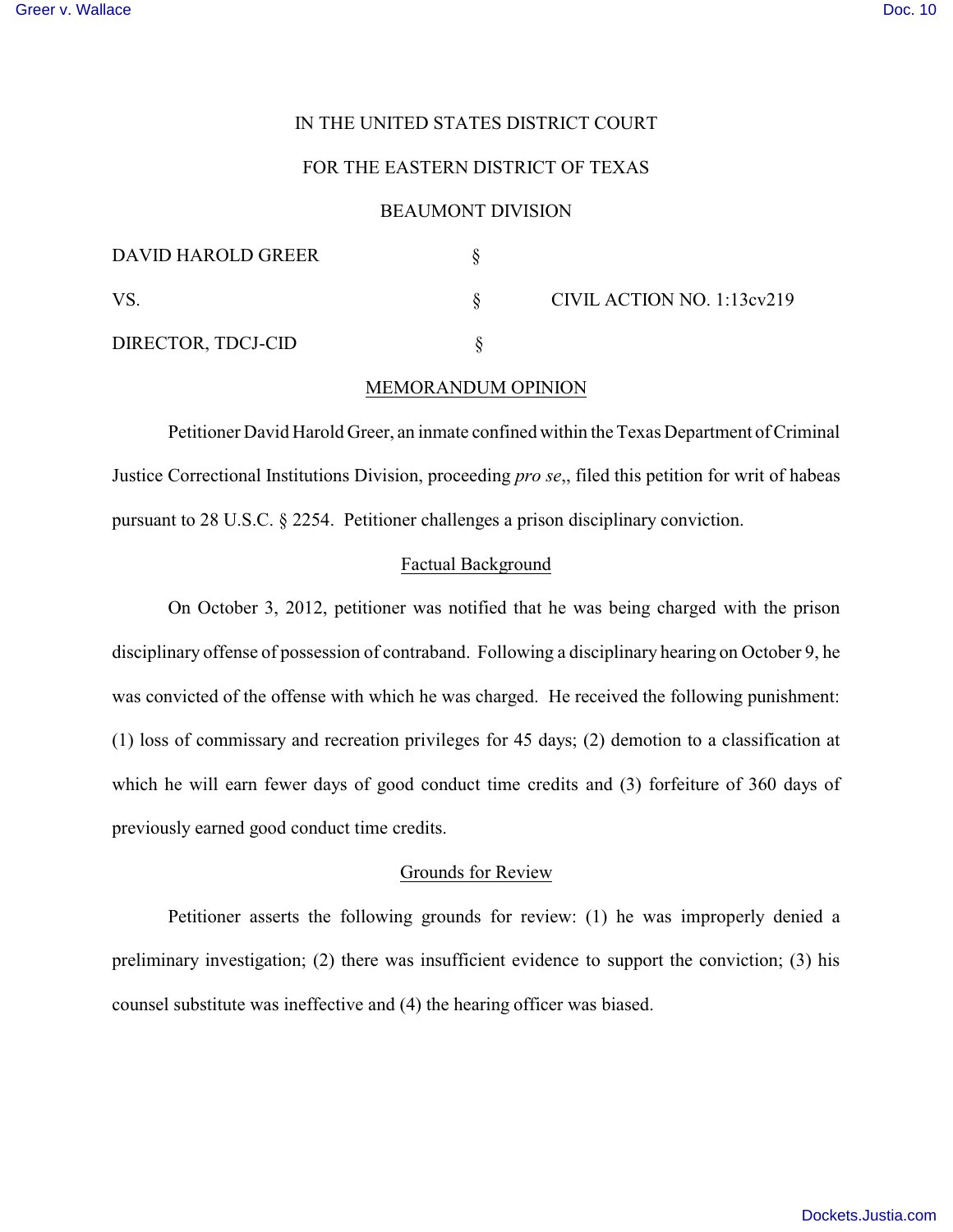IN THE UNITED STATES DISTRICT COURT

FOR THE EASTERN DISTRICT OF TEXAS

BEAUMONT DIVISION

| | | |
|---|---|---|
| DAVID HAROLD GREER | § | |
| VS. | § | CIVIL ACTION NO. 1:13cv219 |
| DIRECTOR, TDCJ-CID | § | |

## MEMORANDUM OPINION

Petitioner David Harold Greer, an inmate confined within the Texas Department of Criminal Justice Correctional Institutions Division, proceeding *pro se*,, filed this petition for writ of habeas pursuant to 28 U.S.C. § 2254. Petitioner challenges a prison disciplinary conviction.

### Factual Background

On October 3, 2012, petitioner was notified that he was being charged with the prison disciplinary offense of possession of contraband. Following a disciplinary hearing on October 9, he was convicted of the offense with which he was charged. He received the following punishment: (1) loss of commissary and recreation privileges for 45 days; (2) demotion to a classification at which he will earn fewer days of good conduct time credits and (3) forfeiture of 360 days of previously earned good conduct time credits.

### Grounds for Review

Petitioner asserts the following grounds for review: (1) he was improperly denied a preliminary investigation; (2) there was insufficient evidence to support the conviction; (3) his counsel substitute was ineffective and (4) the hearing officer was biased.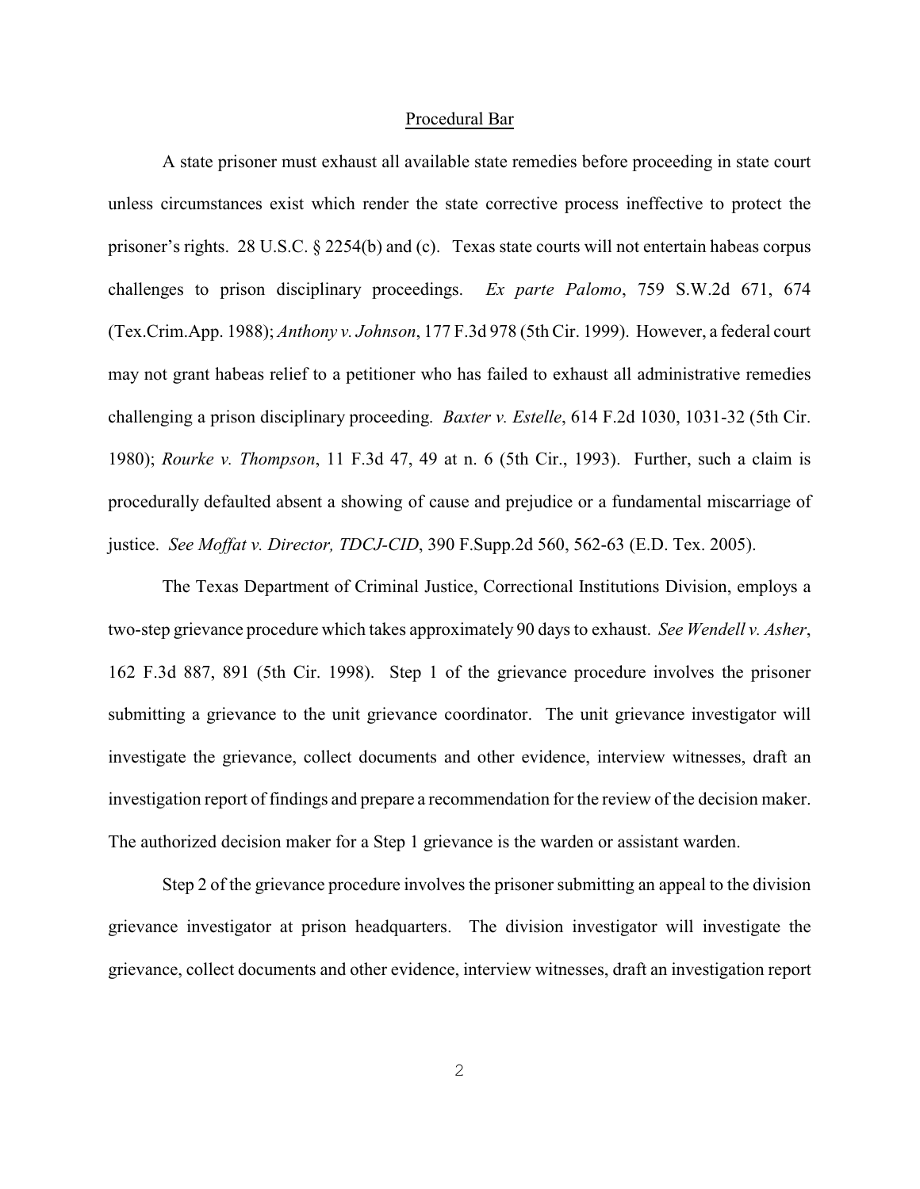Procedural Bar

A state prisoner must exhaust all available state remedies before proceeding in state court unless circumstances exist which render the state corrective process ineffective to protect the prisoner's rights. 28 U.S.C. § 2254(b) and (c). Texas state courts will not entertain habeas corpus challenges to prison disciplinary proceedings. *Ex parte Palomo*, 759 S.W.2d 671, 674 (Tex.Crim.App. 1988); *Anthony v. Johnson*, 177 F.3d 978 (5th Cir. 1999). However, a federal court may not grant habeas relief to a petitioner who has failed to exhaust all administrative remedies challenging a prison disciplinary proceeding. *Baxter v. Estelle*, 614 F.2d 1030, 1031-32 (5th Cir. 1980); *Rourke v. Thompson*, 11 F.3d 47, 49 at n. 6 (5th Cir., 1993). Further, such a claim is procedurally defaulted absent a showing of cause and prejudice or a fundamental miscarriage of justice. *See Moffat v. Director, TDCJ-CID*, 390 F.Supp.2d 560, 562-63 (E.D. Tex. 2005).

The Texas Department of Criminal Justice, Correctional Institutions Division, employs a two-step grievance procedure which takes approximately 90 days to exhaust. *See Wendell v. Asher*, 162 F.3d 887, 891 (5th Cir. 1998). Step 1 of the grievance procedure involves the prisoner submitting a grievance to the unit grievance coordinator. The unit grievance investigator will investigate the grievance, collect documents and other evidence, interview witnesses, draft an investigation report of findings and prepare a recommendation for the review of the decision maker. The authorized decision maker for a Step 1 grievance is the warden or assistant warden.

Step 2 of the grievance procedure involves the prisoner submitting an appeal to the division grievance investigator at prison headquarters. The division investigator will investigate the grievance, collect documents and other evidence, interview witnesses, draft an investigation report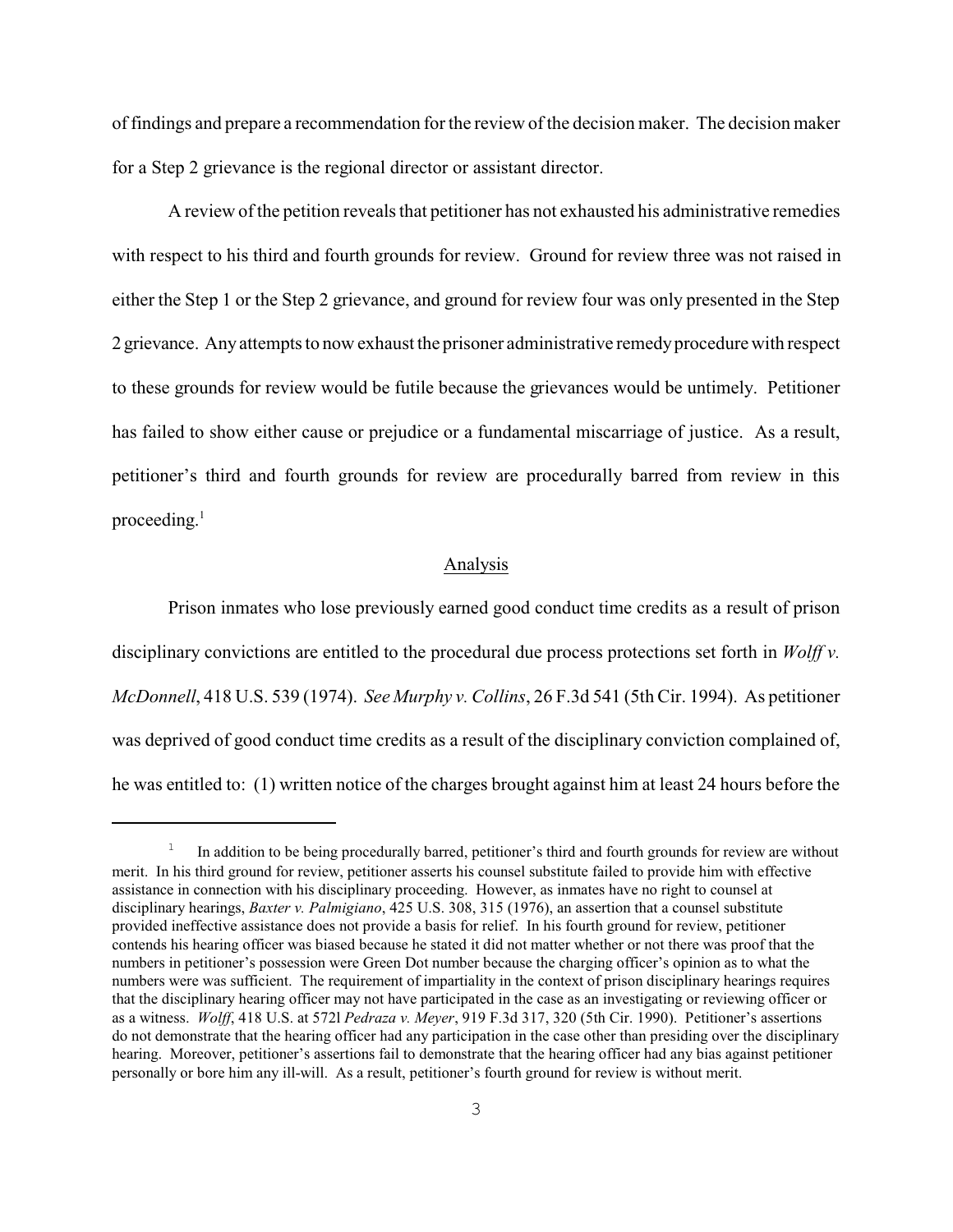of findings and prepare a recommendation for the review of the decision maker. The decision maker for a Step 2 grievance is the regional director or assistant director.

A review of the petition reveals that petitioner has not exhausted his administrative remedies with respect to his third and fourth grounds for review. Ground for review three was not raised in either the Step 1 or the Step 2 grievance, and ground for review four was only presented in the Step 2 grievance. Any attempts to now exhaust the prisoner administrative remedy procedure with respect to these grounds for review would be futile because the grievances would be untimely. Petitioner has failed to show either cause or prejudice or a fundamental miscarriage of justice. As a result, petitioner's third and fourth grounds for review are procedurally barred from review in this proceeding.[1]

## Analysis

Prison inmates who lose previously earned good conduct time credits as a result of prison disciplinary convictions are entitled to the procedural due process protections set forth in *Wolff v. McDonnell*, 418 U.S. 539 (1974). *See Murphy v. Collins*, 26 F.3d 541 (5th Cir. 1994). As petitioner was deprived of good conduct time credits as a result of the disciplinary conviction complained of, he was entitled to: (1) written notice of the charges brought against him at least 24 hours before the

---

[1] In addition to be being procedurally barred, petitioner's third and fourth grounds for review are without merit. In his third ground for review, petitioner asserts his counsel substitute failed to provide him with effective assistance in connection with his disciplinary proceeding. However, as inmates have no right to counsel at disciplinary hearings, *Baxter v. Palmigiano*, 425 U.S. 308, 315 (1976), an assertion that a counsel substitute provided ineffective assistance does not provide a basis for relief. In his fourth ground for review, petitioner contends his hearing officer was biased because he stated it did not matter whether or not there was proof that the numbers in petitioner's possession were Green Dot number because the charging officer's opinion as to what the numbers were was sufficient. The requirement of impartiality in the context of prison disciplinary hearings requires that the disciplinary hearing officer may not have participated in the case as an investigating or reviewing officer or as a witness. *Wolff*, 418 U.S. at 572l *Pedraza v. Meyer*, 919 F.3d 317, 320 (5th Cir. 1990). Petitioner's assertions do not demonstrate that the hearing officer had any participation in the case other than presiding over the disciplinary hearing. Moreover, petitioner's assertions fail to demonstrate that the hearing officer had any bias against petitioner personally or bore him any ill-will. As a result, petitioner's fourth ground for review is without merit.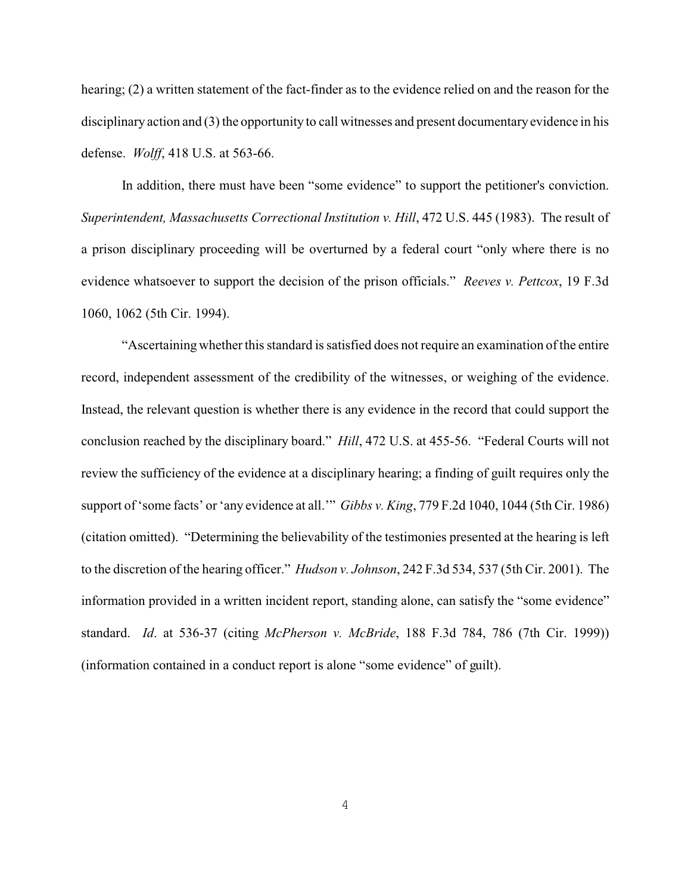hearing; (2) a written statement of the fact-finder as to the evidence relied on and the reason for the disciplinary action and (3) the opportunity to call witnesses and present documentary evidence in his defense. *Wolff*, 418 U.S. at 563-66.

In addition, there must have been "some evidence" to support the petitioner's conviction. *Superintendent, Massachusetts Correctional Institution v. Hill*, 472 U.S. 445 (1983). The result of a prison disciplinary proceeding will be overturned by a federal court "only where there is no evidence whatsoever to support the decision of the prison officials." *Reeves v. Pettcox*, 19 F.3d 1060, 1062 (5th Cir. 1994).

"Ascertaining whether this standard is satisfied does not require an examination of the entire record, independent assessment of the credibility of the witnesses, or weighing of the evidence. Instead, the relevant question is whether there is any evidence in the record that could support the conclusion reached by the disciplinary board." *Hill*, 472 U.S. at 455-56. "Federal Courts will not review the sufficiency of the evidence at a disciplinary hearing; a finding of guilt requires only the support of 'some facts' or 'any evidence at all.'" *Gibbs v. King*, 779 F.2d 1040, 1044 (5th Cir. 1986) (citation omitted). "Determining the believability of the testimonies presented at the hearing is left to the discretion of the hearing officer." *Hudson v. Johnson*, 242 F.3d 534, 537 (5th Cir. 2001). The information provided in a written incident report, standing alone, can satisfy the "some evidence" standard. *Id*. at 536-37 (citing *McPherson v. McBride*, 188 F.3d 784, 786 (7th Cir. 1999)) (information contained in a conduct report is alone "some evidence" of guilt).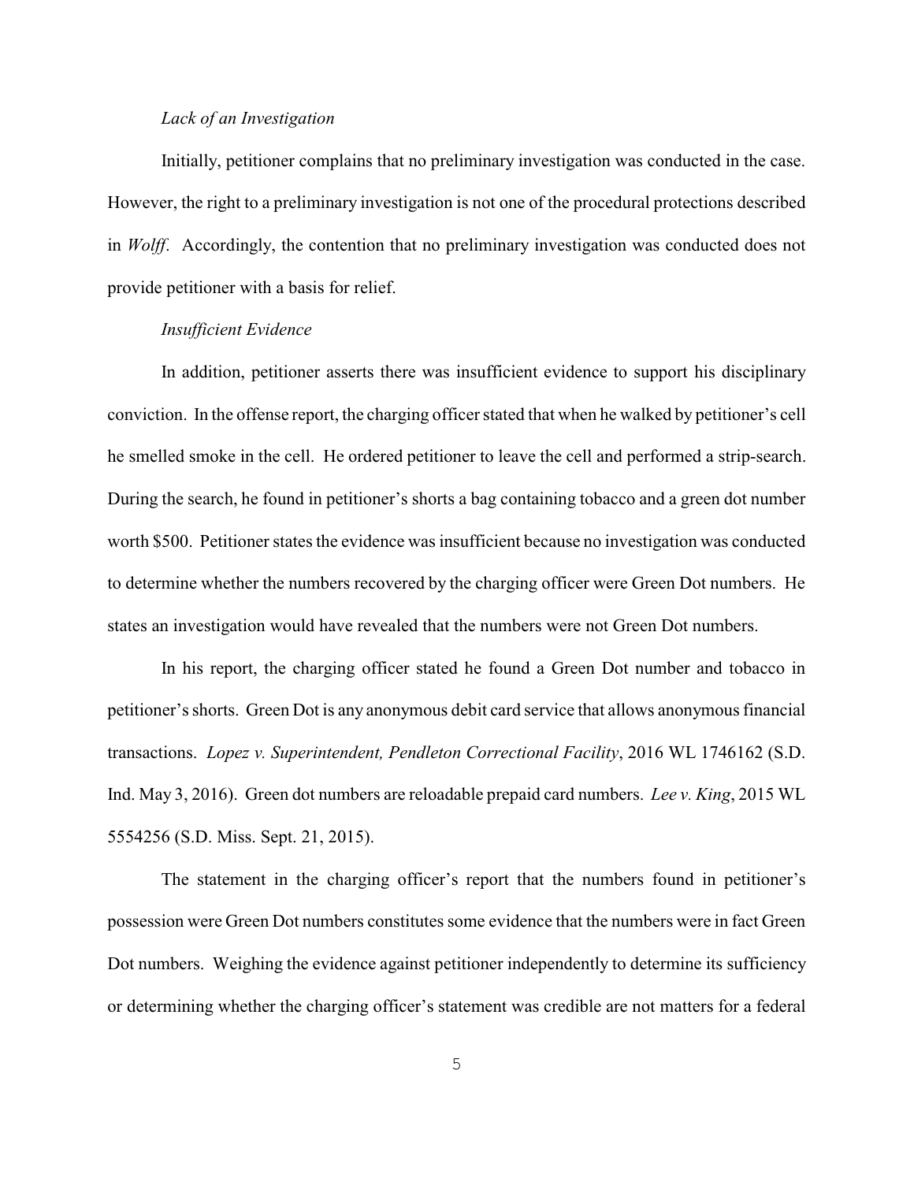*Lack of an Investigation*

Initially, petitioner complains that no preliminary investigation was conducted in the case. However, the right to a preliminary investigation is not one of the procedural protections described in *Wolff*. Accordingly, the contention that no preliminary investigation was conducted does not provide petitioner with a basis for relief.

*Insufficient Evidence*

In addition, petitioner asserts there was insufficient evidence to support his disciplinary conviction. In the offense report, the charging officer stated that when he walked by petitioner's cell he smelled smoke in the cell. He ordered petitioner to leave the cell and performed a strip-search. During the search, he found in petitioner's shorts a bag containing tobacco and a green dot number worth $500. Petitioner states the evidence was insufficient because no investigation was conducted to determine whether the numbers recovered by the charging officer were Green Dot numbers. He states an investigation would have revealed that the numbers were not Green Dot numbers.

In his report, the charging officer stated he found a Green Dot number and tobacco in petitioner's shorts. Green Dot is any anonymous debit card service that allows anonymous financial transactions. *Lopez v. Superintendent, Pendleton Correctional Facility*, 2016 WL 1746162 (S.D. Ind. May 3, 2016). Green dot numbers are reloadable prepaid card numbers. *Lee v. King*, 2015 WL 5554256 (S.D. Miss. Sept. 21, 2015).

The statement in the charging officer's report that the numbers found in petitioner's possession were Green Dot numbers constitutes some evidence that the numbers were in fact Green Dot numbers. Weighing the evidence against petitioner independently to determine its sufficiency or determining whether the charging officer's statement was credible are not matters for a federal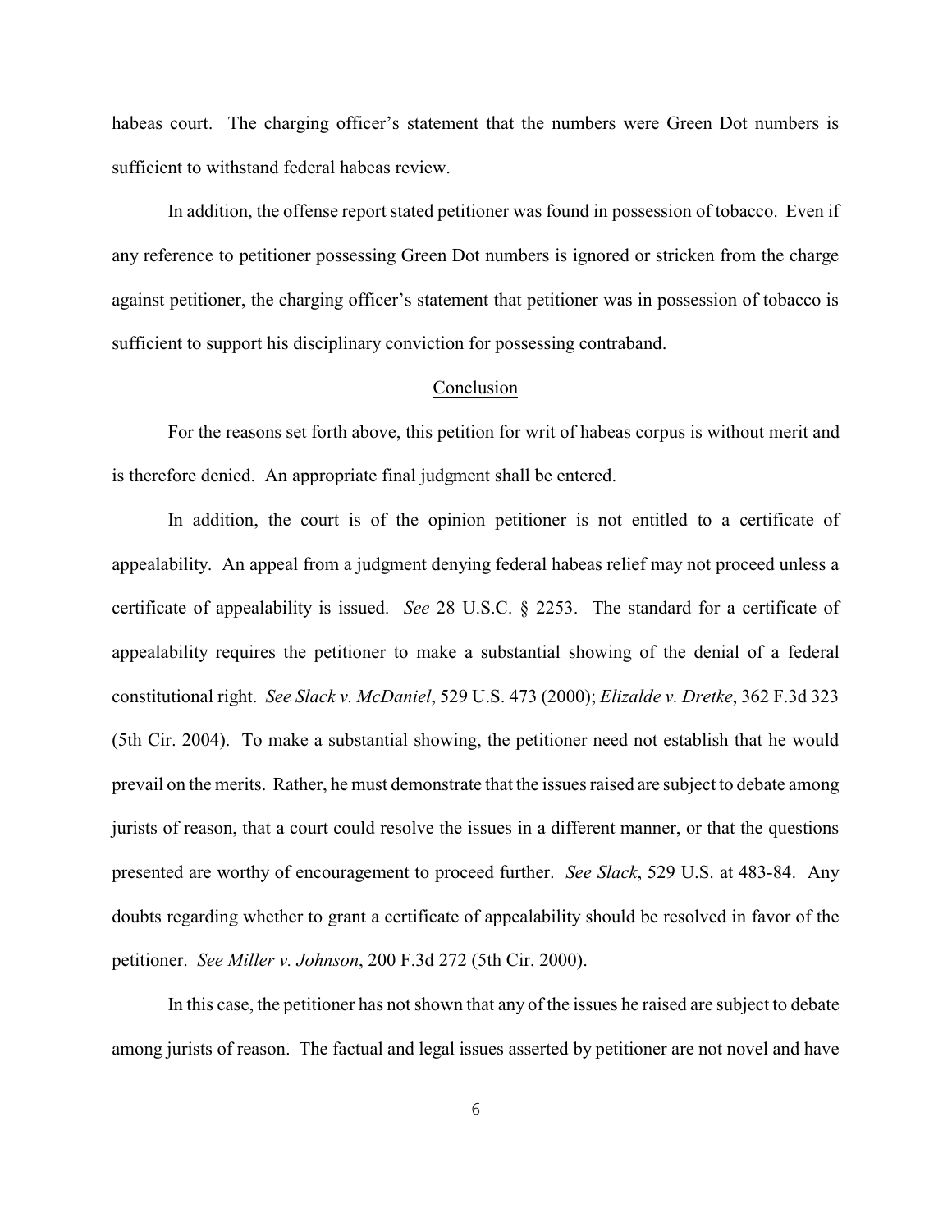habeas court. The charging officer's statement that the numbers were Green Dot numbers is sufficient to withstand federal habeas review.

In addition, the offense report stated petitioner was found in possession of tobacco. Even if any reference to petitioner possessing Green Dot numbers is ignored or stricken from the charge against petitioner, the charging officer's statement that petitioner was in possession of tobacco is sufficient to support his disciplinary conviction for possessing contraband.

## Conclusion

For the reasons set forth above, this petition for writ of habeas corpus is without merit and is therefore denied. An appropriate final judgment shall be entered.

In addition, the court is of the opinion petitioner is not entitled to a certificate of appealability. An appeal from a judgment denying federal habeas relief may not proceed unless a certificate of appealability is issued. *See* 28 U.S.C. § 2253. The standard for a certificate of appealability requires the petitioner to make a substantial showing of the denial of a federal constitutional right. *See Slack v. McDaniel*, 529 U.S. 473 (2000); *Elizalde v. Dretke*, 362 F.3d 323 (5th Cir. 2004). To make a substantial showing, the petitioner need not establish that he would prevail on the merits. Rather, he must demonstrate that the issues raised are subject to debate among jurists of reason, that a court could resolve the issues in a different manner, or that the questions presented are worthy of encouragement to proceed further. *See Slack*, 529 U.S. at 483-84. Any doubts regarding whether to grant a certificate of appealability should be resolved in favor of the petitioner. *See Miller v. Johnson*, 200 F.3d 272 (5th Cir. 2000).

In this case, the petitioner has not shown that any of the issues he raised are subject to debate among jurists of reason. The factual and legal issues asserted by petitioner are not novel and have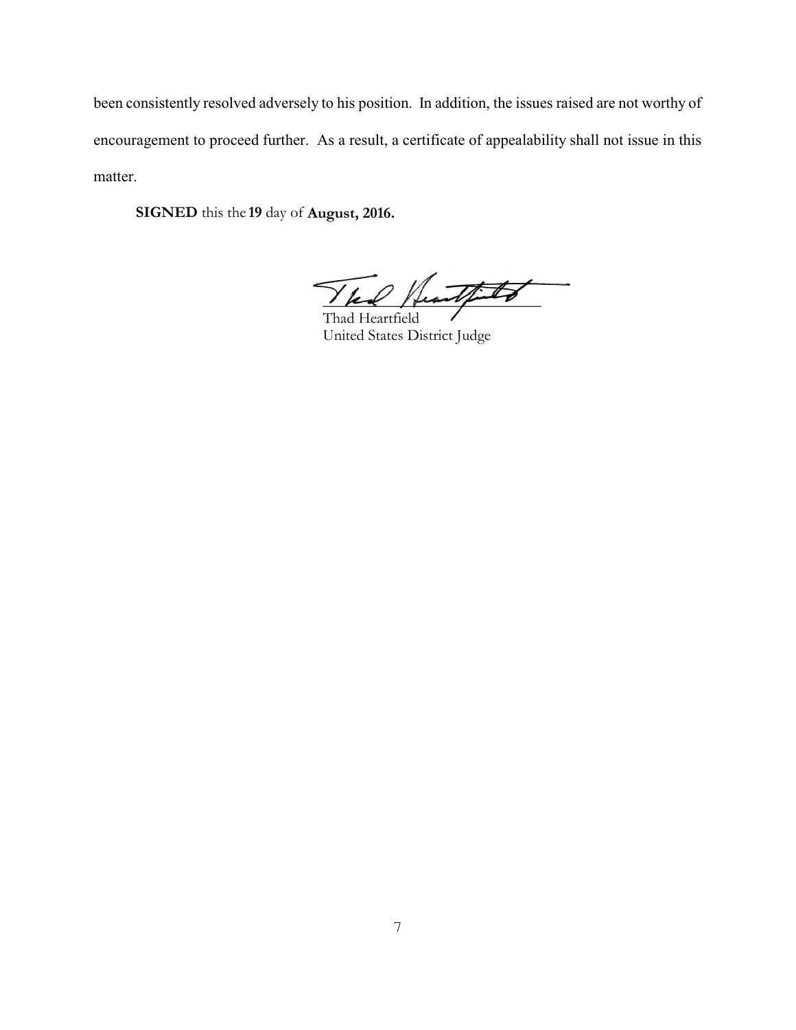been consistently resolved adversely to his position. In addition, the issues raised are not worthy of encouragement to proceed further. As a result, a certificate of appealability shall not issue in this matter.

**SIGNED** this the **19** day of **August, 2016.**

Thad Heartfield
United States District Judge